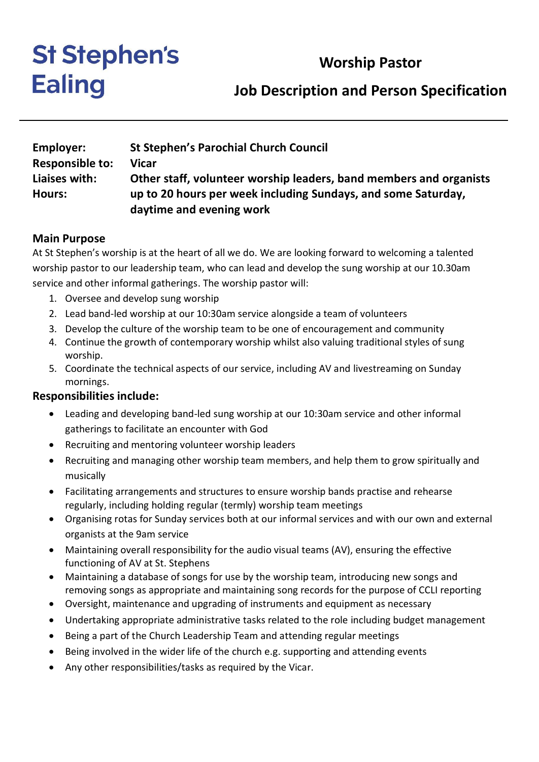**St Stephen's Ealing**

# Worship Pastor

## Job Description and Person Specification

---

| | |
|---|---|
| **Employer:** | **St Stephen's Parochial Church Council** |
| **Responsible to:** | **Vicar** |
| **Liaises with:** | **Other staff, volunteer worship leaders, band members and organists** |
| **Hours:** | **up to 20 hours per week including Sundays, and some Saturday, daytime and evening work** |

### Main Purpose

At St Stephen's worship is at the heart of all we do. We are looking forward to welcoming a talented worship pastor to our leadership team, who can lead and develop the sung worship at our 10.30am service and other informal gatherings. The worship pastor will:

1. Oversee and develop sung worship
2. Lead band-led worship at our 10:30am service alongside a team of volunteers
3. Develop the culture of the worship team to be one of encouragement and community
4. Continue the growth of contemporary worship whilst also valuing traditional styles of sung worship.
5. Coordinate the technical aspects of our service, including AV and livestreaming on Sunday mornings.

### Responsibilities include:

- Leading and developing band-led sung worship at our 10:30am service and other informal gatherings to facilitate an encounter with God
- Recruiting and mentoring volunteer worship leaders
- Recruiting and managing other worship team members, and help them to grow spiritually and musically
- Facilitating arrangements and structures to ensure worship bands practise and rehearse regularly, including holding regular (termly) worship team meetings
- Organising rotas for Sunday services both at our informal services and with our own and external organists at the 9am service
- Maintaining overall responsibility for the audio visual teams (AV), ensuring the effective functioning of AV at St. Stephens
- Maintaining a database of songs for use by the worship team, introducing new songs and removing songs as appropriate and maintaining song records for the purpose of CCLI reporting
- Oversight, maintenance and upgrading of instruments and equipment as necessary
- Undertaking appropriate administrative tasks related to the role including budget management
- Being a part of the Church Leadership Team and attending regular meetings
- Being involved in the wider life of the church e.g. supporting and attending events
- Any other responsibilities/tasks as required by the Vicar.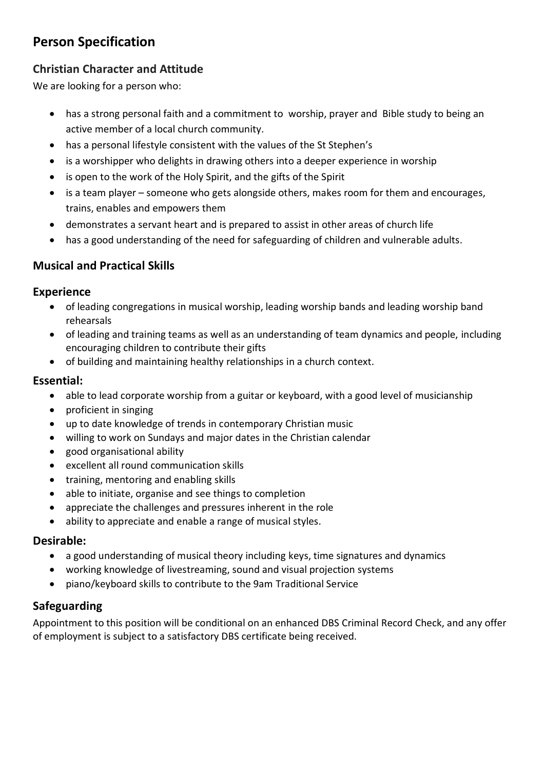# Person Specification

## Christian Character and Attitude

We are looking for a person who:

- has a strong personal faith and a commitment to worship, prayer and Bible study to being an active member of a local church community.
- has a personal lifestyle consistent with the values of the St Stephen's
- is a worshipper who delights in drawing others into a deeper experience in worship
- is open to the work of the Holy Spirit, and the gifts of the Spirit
- is a team player – someone who gets alongside others, makes room for them and encourages, trains, enables and empowers them
- demonstrates a servant heart and is prepared to assist in other areas of church life
- has a good understanding of the need for safeguarding of children and vulnerable adults.

## Musical and Practical Skills

### Experience

- of leading congregations in musical worship, leading worship bands and leading worship band rehearsals
- of leading and training teams as well as an understanding of team dynamics and people, including encouraging children to contribute their gifts
- of building and maintaining healthy relationships in a church context.

### Essential:

- able to lead corporate worship from a guitar or keyboard, with a good level of musicianship
- proficient in singing
- up to date knowledge of trends in contemporary Christian music
- willing to work on Sundays and major dates in the Christian calendar
- good organisational ability
- excellent all round communication skills
- training, mentoring and enabling skills
- able to initiate, organise and see things to completion
- appreciate the challenges and pressures inherent in the role
- ability to appreciate and enable a range of musical styles.

### Desirable:

- a good understanding of musical theory including keys, time signatures and dynamics
- working knowledge of livestreaming, sound and visual projection systems
- piano/keyboard skills to contribute to the 9am Traditional Service

## Safeguarding

Appointment to this position will be conditional on an enhanced DBS Criminal Record Check, and any offer of employment is subject to a satisfactory DBS certificate being received.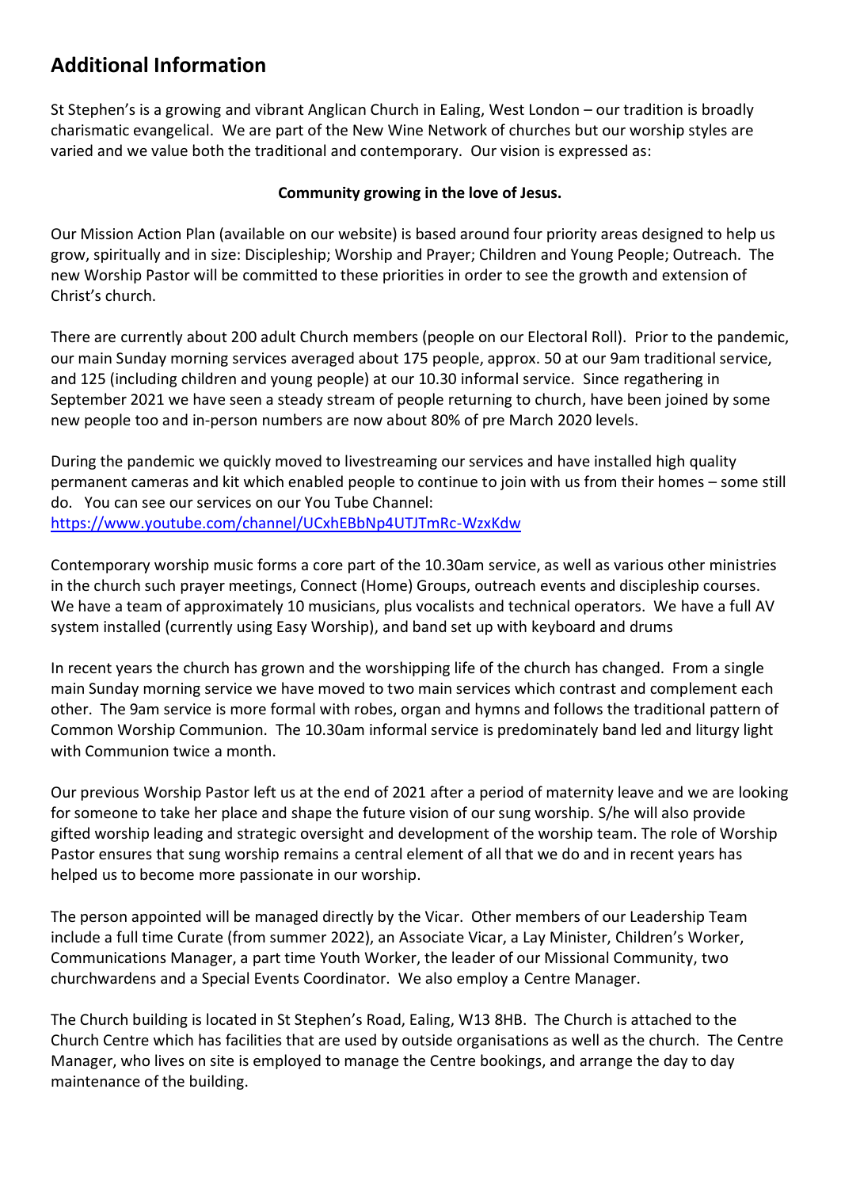## Additional Information

St Stephen's is a growing and vibrant Anglican Church in Ealing, West London – our tradition is broadly charismatic evangelical. We are part of the New Wine Network of churches but our worship styles are varied and we value both the traditional and contemporary. Our vision is expressed as:

**Community growing in the love of Jesus.**

Our Mission Action Plan (available on our website) is based around four priority areas designed to help us grow, spiritually and in size: Discipleship; Worship and Prayer; Children and Young People; Outreach. The new Worship Pastor will be committed to these priorities in order to see the growth and extension of Christ's church.

There are currently about 200 adult Church members (people on our Electoral Roll). Prior to the pandemic, our main Sunday morning services averaged about 175 people, approx. 50 at our 9am traditional service, and 125 (including children and young people) at our 10.30 informal service. Since regathering in September 2021 we have seen a steady stream of people returning to church, have been joined by some new people too and in-person numbers are now about 80% of pre March 2020 levels.

During the pandemic we quickly moved to livestreaming our services and have installed high quality permanent cameras and kit which enabled people to continue to join with us from their homes – some still do. You can see our services on our You Tube Channel:
[https://www.youtube.com/channel/UCxhEBbNp4UTJTmRc-WzxKdw](https://www.youtube.com/channel/UCxhEBbNp4UTJTmRc-WzxKdw)

Contemporary worship music forms a core part of the 10.30am service, as well as various other ministries in the church such prayer meetings, Connect (Home) Groups, outreach events and discipleship courses. We have a team of approximately 10 musicians, plus vocalists and technical operators. We have a full AV system installed (currently using Easy Worship), and band set up with keyboard and drums

In recent years the church has grown and the worshipping life of the church has changed. From a single main Sunday morning service we have moved to two main services which contrast and complement each other. The 9am service is more formal with robes, organ and hymns and follows the traditional pattern of Common Worship Communion. The 10.30am informal service is predominately band led and liturgy light with Communion twice a month.

Our previous Worship Pastor left us at the end of 2021 after a period of maternity leave and we are looking for someone to take her place and shape the future vision of our sung worship. S/he will also provide gifted worship leading and strategic oversight and development of the worship team. The role of Worship Pastor ensures that sung worship remains a central element of all that we do and in recent years has helped us to become more passionate in our worship.

The person appointed will be managed directly by the Vicar. Other members of our Leadership Team include a full time Curate (from summer 2022), an Associate Vicar, a Lay Minister, Children's Worker, Communications Manager, a part time Youth Worker, the leader of our Missional Community, two churchwardens and a Special Events Coordinator. We also employ a Centre Manager.

The Church building is located in St Stephen's Road, Ealing, W13 8HB. The Church is attached to the Church Centre which has facilities that are used by outside organisations as well as the church. The Centre Manager, who lives on site is employed to manage the Centre bookings, and arrange the day to day maintenance of the building.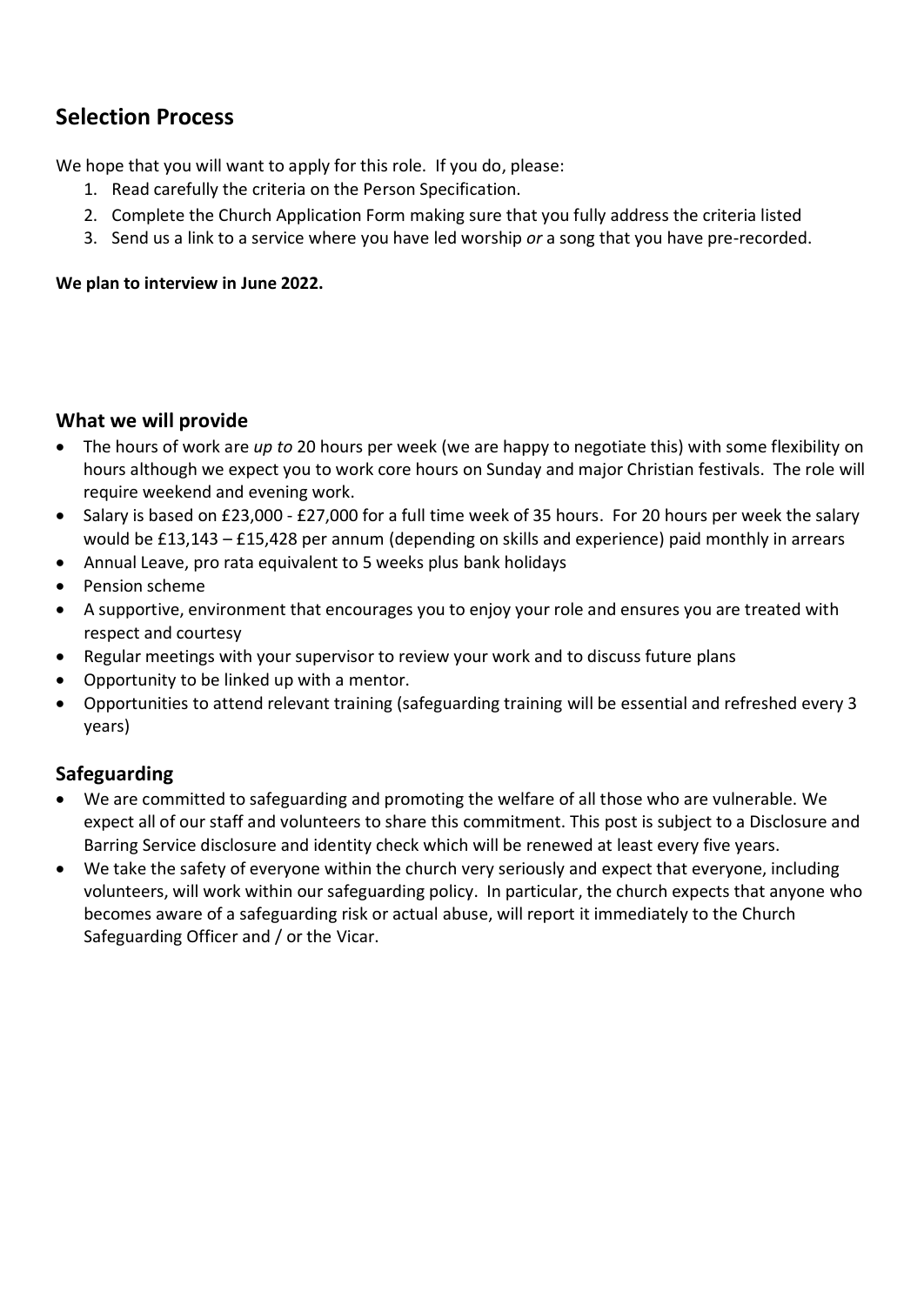## Selection Process

We hope that you will want to apply for this role. If you do, please:

1. Read carefully the criteria on the Person Specification.
2. Complete the Church Application Form making sure that you fully address the criteria listed
3. Send us a link to a service where you have led worship *or* a song that you have pre-recorded.

**We plan to interview in June 2022.**

### What we will provide

- The hours of work are *up to* 20 hours per week (we are happy to negotiate this) with some flexibility on hours although we expect you to work core hours on Sunday and major Christian festivals. The role will require weekend and evening work.
- Salary is based on £23,000 - £27,000 for a full time week of 35 hours. For 20 hours per week the salary would be £13,143 – £15,428 per annum (depending on skills and experience) paid monthly in arrears
- Annual Leave, pro rata equivalent to 5 weeks plus bank holidays
- Pension scheme
- A supportive, environment that encourages you to enjoy your role and ensures you are treated with respect and courtesy
- Regular meetings with your supervisor to review your work and to discuss future plans
- Opportunity to be linked up with a mentor.
- Opportunities to attend relevant training (safeguarding training will be essential and refreshed every 3 years)

### Safeguarding

- We are committed to safeguarding and promoting the welfare of all those who are vulnerable. We expect all of our staff and volunteers to share this commitment. This post is subject to a Disclosure and Barring Service disclosure and identity check which will be renewed at least every five years.
- We take the safety of everyone within the church very seriously and expect that everyone, including volunteers, will work within our safeguarding policy. In particular, the church expects that anyone who becomes aware of a safeguarding risk or actual abuse, will report it immediately to the Church Safeguarding Officer and / or the Vicar.